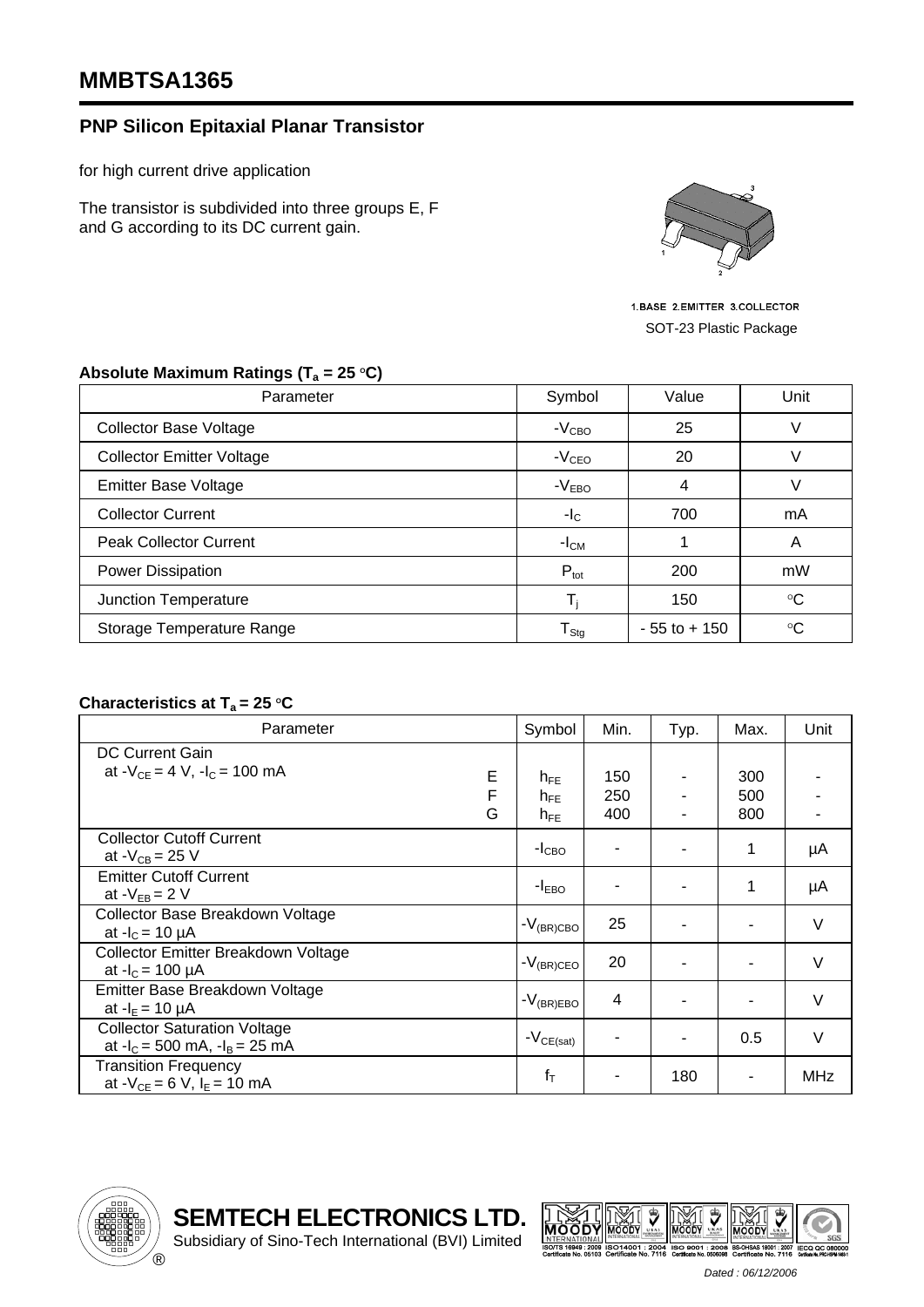# MMBTSA1365

## PNP Silicon Epitaxial Planar Transistor

for high current drive application

The transistor is subdivided into three groups E, F and G according to its DC current gain.

1.BASE 2.EMITTER 3.COLLECTOR

SOT-23 Plastic Package

### Absolute Maximum Ratings ($T_a$ = 25 °C)

| Parameter | Symbol | Value | Unit |
|---|---|---|---|
| Collector Base Voltage | $-V_{CBO}$ | 25 | V |
| Collector Emitter Voltage | $-V_{CEO}$ | 20 | V |
| Emitter Base Voltage | $-V_{EBO}$ | 4 | V |
| Collector Current | $-I_C$ | 700 | mA |
| Peak Collector Current | $-I_{CM}$ | 1 | A |
| Power Dissipation | $P_{tot}$ | 200 | mW |
| Junction Temperature | $T_j$ | 150 | °C |
| Storage Temperature Range | $T_{Stg}$ | - 55 to + 150 | °C |

### Characteristics at $T_a$ = 25 °C

| Parameter | | Symbol | Min. | Typ. | Max. | Unit |
|---|---|---|---|---|---|---|
| DC Current Gain at $-V_{CE}$ = 4 V, $-I_C$ = 100 mA | E | $h_{FE}$ | 150 | - | 300 | - |
| | F | $h_{FE}$ | 250 | - | 500 | - |
| | G | $h_{FE}$ | 400 | - | 800 | - |
| Collector Cutoff Current at $-V_{CB}$ = 25 V | | $-I_{CBO}$ | - | - | 1 | µA |
| Emitter Cutoff Current at $-V_{EB}$ = 2 V | | $-I_{EBO}$ | - | - | 1 | µA |
| Collector Base Breakdown Voltage at $-I_C$ = 10 µA | | $-V_{(BR)CBO}$ | 25 | - | - | V |
| Collector Emitter Breakdown Voltage at $-I_C$ = 100 µA | | $-V_{(BR)CEO}$ | 20 | - | - | V |
| Emitter Base Breakdown Voltage at $-I_E$ = 10 µA | | $-V_{(BR)EBO}$ | 4 | - | - | V |
| Collector Saturation Voltage at $-I_C$ = 500 mA, $-I_B$ = 25 mA | | $-V_{CE(sat)}$ | - | - | 0.5 | V |
| Transition Frequency at $-V_{CE}$ = 6 V, $I_E$ = 10 mA | | $f_T$ | - | 180 | - | MHz |

**SEMTECH ELECTRONICS LTD.**
Subsidiary of Sino-Tech International (BVI) Limited

Dated : 06/12/2006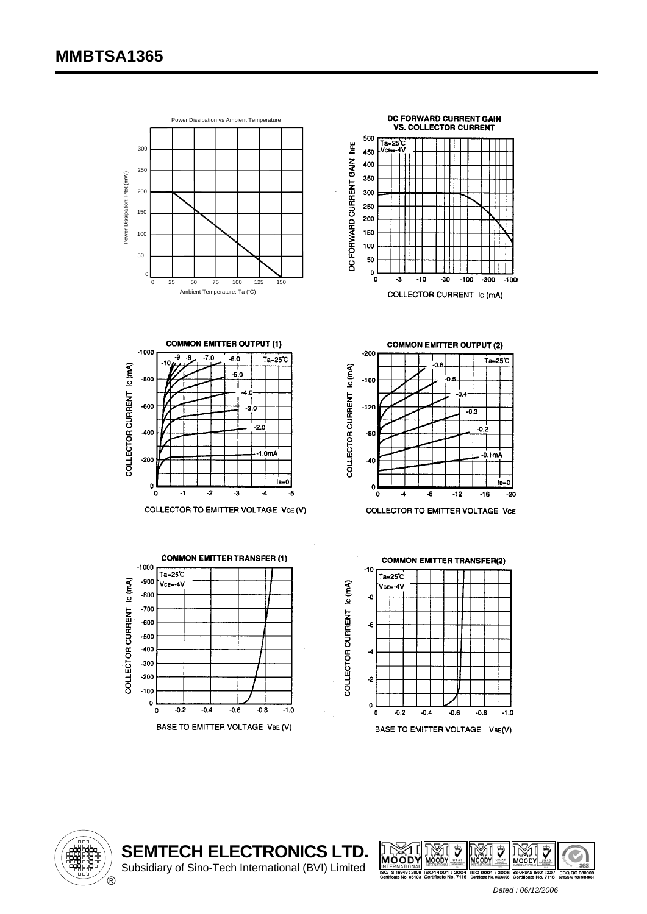# MMBTSA1365

Power Dissipation vs Ambient Temperature

Power Dissipation: Ptot (mW)

300
250
200
150
100
50
0

0 25 50 75 100 125 150

Ambient Temperature: Ta (°C)

DC FORWARD CURRENT GAIN VS. COLLECTOR CURRENT

Ta=25°C
VCE=-4V

DC FORWARD CURRENT GAIN hFE

500
450
400
350
300
250
200
150
100
50
0

0 -3 -10 -30 -100 -300 -1000

COLLECTOR CURRENT Ic (mA)

COMMON EMITTER OUTPUT (1)

Ta=25°C

-10 -9 -8 -7.0 -6.0 -5.0 -4.0 -3.0 -2.0 -1.0mA IB=0

COLLECTOR CURRENT Ic (mA)

-1000
-800
-600
-400
-200
0

0 -1 -2 -3 -4 -5

COLLECTOR TO EMITTER VOLTAGE VCE (V)

COMMON EMITTER OUTPUT (2)

Ta=25°C

-0.6 -0.5 -0.4 -0.3 -0.2 -0.1mA IB=0

COLLECTOR CURRENT Ic (mA)

-200
-160
-120
-80
-40
0

0 -4 -8 -12 -16 -20

COLLECTOR TO EMITTER VOLTAGE VCE

COMMON EMITTER TRANSFER (1)

Ta=25°C
VCE=-4V

COLLECTOR CURRENT Ic (mA)

-1000
-900
-800
-700
-600
-500
-400
-300
-200
-100
0

0 -0.2 -0.4 -0.6 -0.8 -1.0

BASE TO EMITTER VOLTAGE VBE (V)

COMMON EMITTER TRANSFER(2)

Ta=25°C
VCE=-4V

COLLECTOR CURRENT Ic (mA)

-10
-8
-6
-4
-2
0

0 -0.2 -0.4 -0.6 -0.8 -1.0

BASE TO EMITTER VOLTAGE VBE(V)

**SEMTECH ELECTRONICS LTD.**
Subsidiary of Sino-Tech International (BVI) Limited

ISO/TS 16949 : 2009 Certificate No. 05103 | ISO14001 : 2004 Certificate No. 7116 | ISO 9001 : 2008 Certificate No. 0506098 | BS-OHSAS 18001 : 2007 Certificate No. 7116 | IECQ QC 080000

*Dated : 06/12/2006*